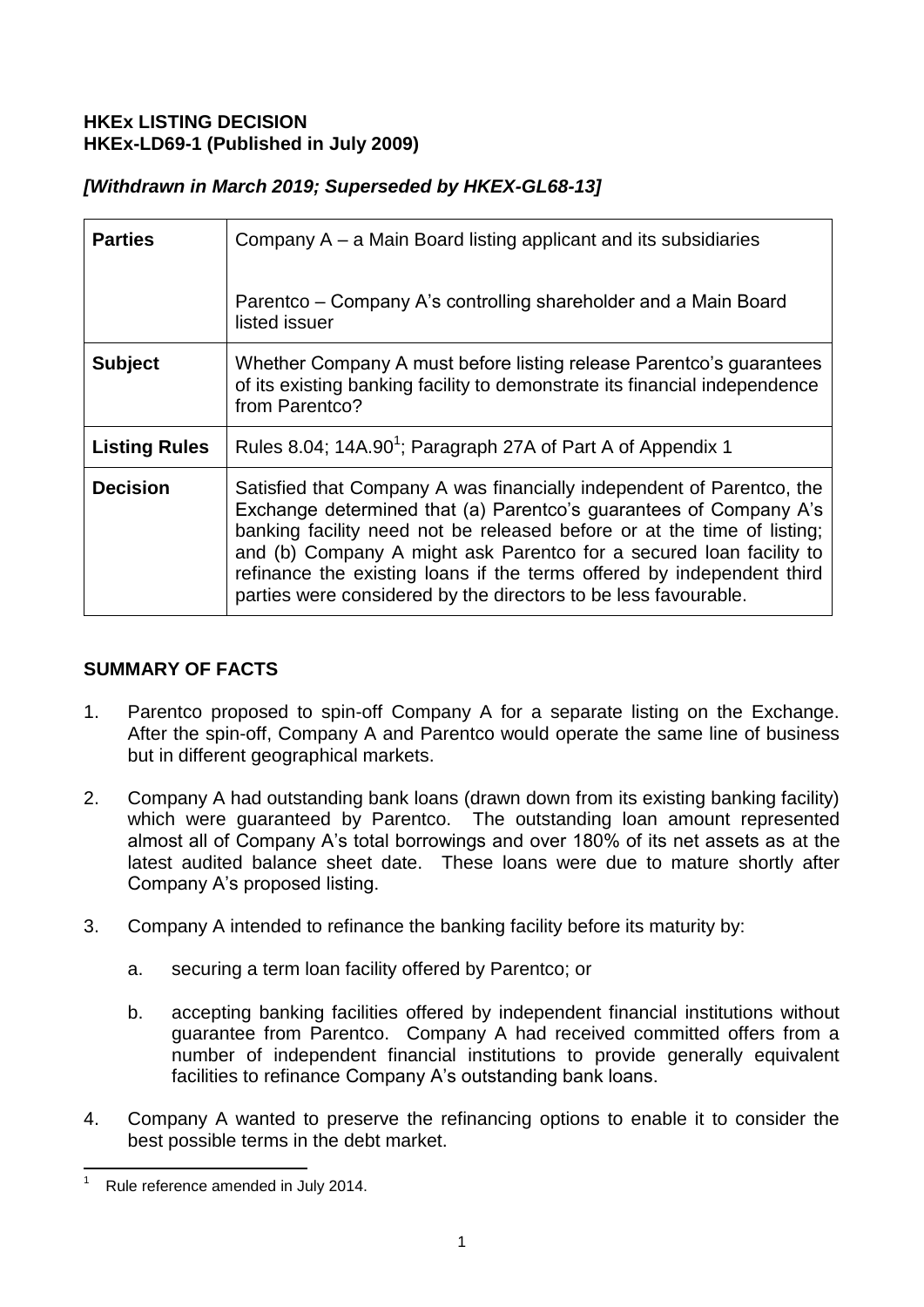**HKEx LISTING DECISION**
**HKEx-LD69-1 (Published in July 2009)**

***[Withdrawn in March 2019; Superseded by HKEX-GL68-13]***

| | |
|---|---|
| **Parties** | Company A – a Main Board listing applicant and its subsidiaries<br><br>Parentco – Company A's controlling shareholder and a Main Board listed issuer |
| **Subject** | Whether Company A must before listing release Parentco's guarantees of its existing banking facility to demonstrate its financial independence from Parentco? |
| **Listing Rules** | Rules 8.04; 14A.90[1]; Paragraph 27A of Part A of Appendix 1 |
| **Decision** | Satisfied that Company A was financially independent of Parentco, the Exchange determined that (a) Parentco's guarantees of Company A's banking facility need not be released before or at the time of listing; and (b) Company A might ask Parentco for a secured loan facility to refinance the existing loans if the terms offered by independent third parties were considered by the directors to be less favourable. |

## SUMMARY OF FACTS

1. Parentco proposed to spin-off Company A for a separate listing on the Exchange. After the spin-off, Company A and Parentco would operate the same line of business but in different geographical markets.

2. Company A had outstanding bank loans (drawn down from its existing banking facility) which were guaranteed by Parentco. The outstanding loan amount represented almost all of Company A's total borrowings and over 180% of its net assets as at the latest audited balance sheet date. These loans were due to mature shortly after Company A's proposed listing.

3. Company A intended to refinance the banking facility before its maturity by:

    a. securing a term loan facility offered by Parentco; or

    b. accepting banking facilities offered by independent financial institutions without guarantee from Parentco. Company A had received committed offers from a number of independent financial institutions to provide generally equivalent facilities to refinance Company A's outstanding bank loans.

4. Company A wanted to preserve the refinancing options to enable it to consider the best possible terms in the debt market.

[1] Rule reference amended in July 2014.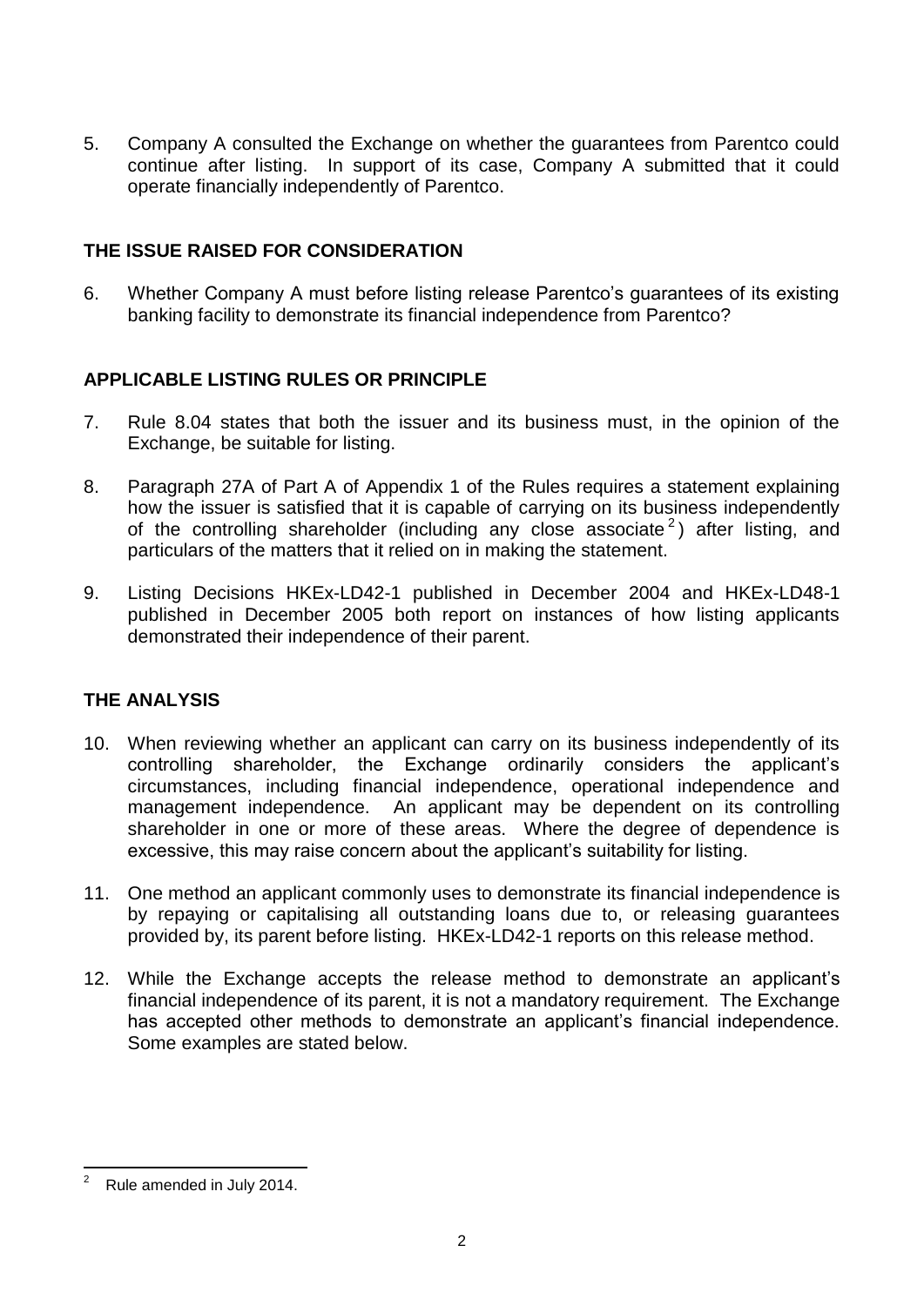5. Company A consulted the Exchange on whether the guarantees from Parentco could continue after listing. In support of its case, Company A submitted that it could operate financially independently of Parentco.

## THE ISSUE RAISED FOR CONSIDERATION

6. Whether Company A must before listing release Parentco's guarantees of its existing banking facility to demonstrate its financial independence from Parentco?

## APPLICABLE LISTING RULES OR PRINCIPLE

7. Rule 8.04 states that both the issuer and its business must, in the opinion of the Exchange, be suitable for listing.

8. Paragraph 27A of Part A of Appendix 1 of the Rules requires a statement explaining how the issuer is satisfied that it is capable of carrying on its business independently of the controlling shareholder (including any close associate[2]) after listing, and particulars of the matters that it relied on in making the statement.

9. Listing Decisions HKEx-LD42-1 published in December 2004 and HKEx-LD48-1 published in December 2005 both report on instances of how listing applicants demonstrated their independence of their parent.

## THE ANALYSIS

10. When reviewing whether an applicant can carry on its business independently of its controlling shareholder, the Exchange ordinarily considers the applicant's circumstances, including financial independence, operational independence and management independence. An applicant may be dependent on its controlling shareholder in one or more of these areas. Where the degree of dependence is excessive, this may raise concern about the applicant's suitability for listing.

11. One method an applicant commonly uses to demonstrate its financial independence is by repaying or capitalising all outstanding loans due to, or releasing guarantees provided by, its parent before listing. HKEx-LD42-1 reports on this release method.

12. While the Exchange accepts the release method to demonstrate an applicant's financial independence of its parent, it is not a mandatory requirement. The Exchange has accepted other methods to demonstrate an applicant's financial independence. Some examples are stated below.

---

[2] Rule amended in July 2014.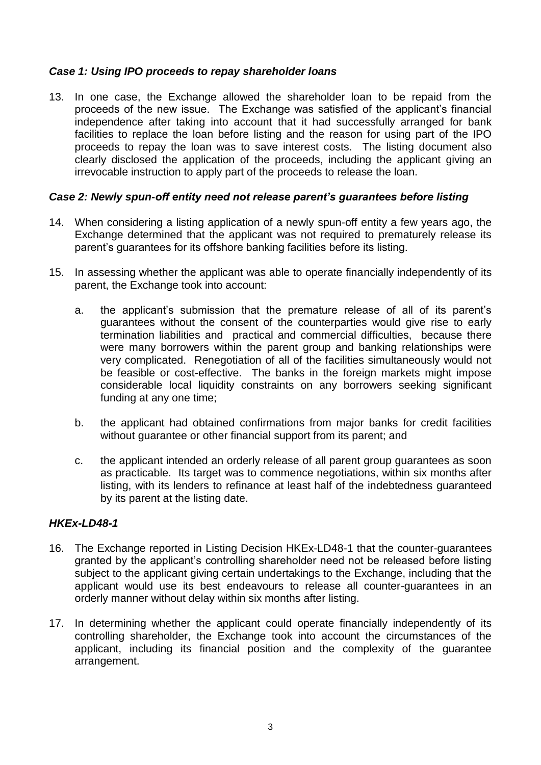### *Case 1: Using IPO proceeds to repay shareholder loans*

13. In one case, the Exchange allowed the shareholder loan to be repaid from the proceeds of the new issue. The Exchange was satisfied of the applicant's financial independence after taking into account that it had successfully arranged for bank facilities to replace the loan before listing and the reason for using part of the IPO proceeds to repay the loan was to save interest costs. The listing document also clearly disclosed the application of the proceeds, including the applicant giving an irrevocable instruction to apply part of the proceeds to release the loan.

### *Case 2: Newly spun-off entity need not release parent's guarantees before listing*

14. When considering a listing application of a newly spun-off entity a few years ago, the Exchange determined that the applicant was not required to prematurely release its parent's guarantees for its offshore banking facilities before its listing.

15. In assessing whether the applicant was able to operate financially independently of its parent, the Exchange took into account:

    a. the applicant's submission that the premature release of all of its parent's guarantees without the consent of the counterparties would give rise to early termination liabilities and practical and commercial difficulties, because there were many borrowers within the parent group and banking relationships were very complicated. Renegotiation of all of the facilities simultaneously would not be feasible or cost-effective. The banks in the foreign markets might impose considerable local liquidity constraints on any borrowers seeking significant funding at any one time;

    b. the applicant had obtained confirmations from major banks for credit facilities without guarantee or other financial support from its parent; and

    c. the applicant intended an orderly release of all parent group guarantees as soon as practicable. Its target was to commence negotiations, within six months after listing, with its lenders to refinance at least half of the indebtedness guaranteed by its parent at the listing date.

## *HKEx-LD48-1*

16. The Exchange reported in Listing Decision HKEx-LD48-1 that the counter-guarantees granted by the applicant's controlling shareholder need not be released before listing subject to the applicant giving certain undertakings to the Exchange, including that the applicant would use its best endeavours to release all counter-guarantees in an orderly manner without delay within six months after listing.

17. In determining whether the applicant could operate financially independently of its controlling shareholder, the Exchange took into account the circumstances of the applicant, including its financial position and the complexity of the guarantee arrangement.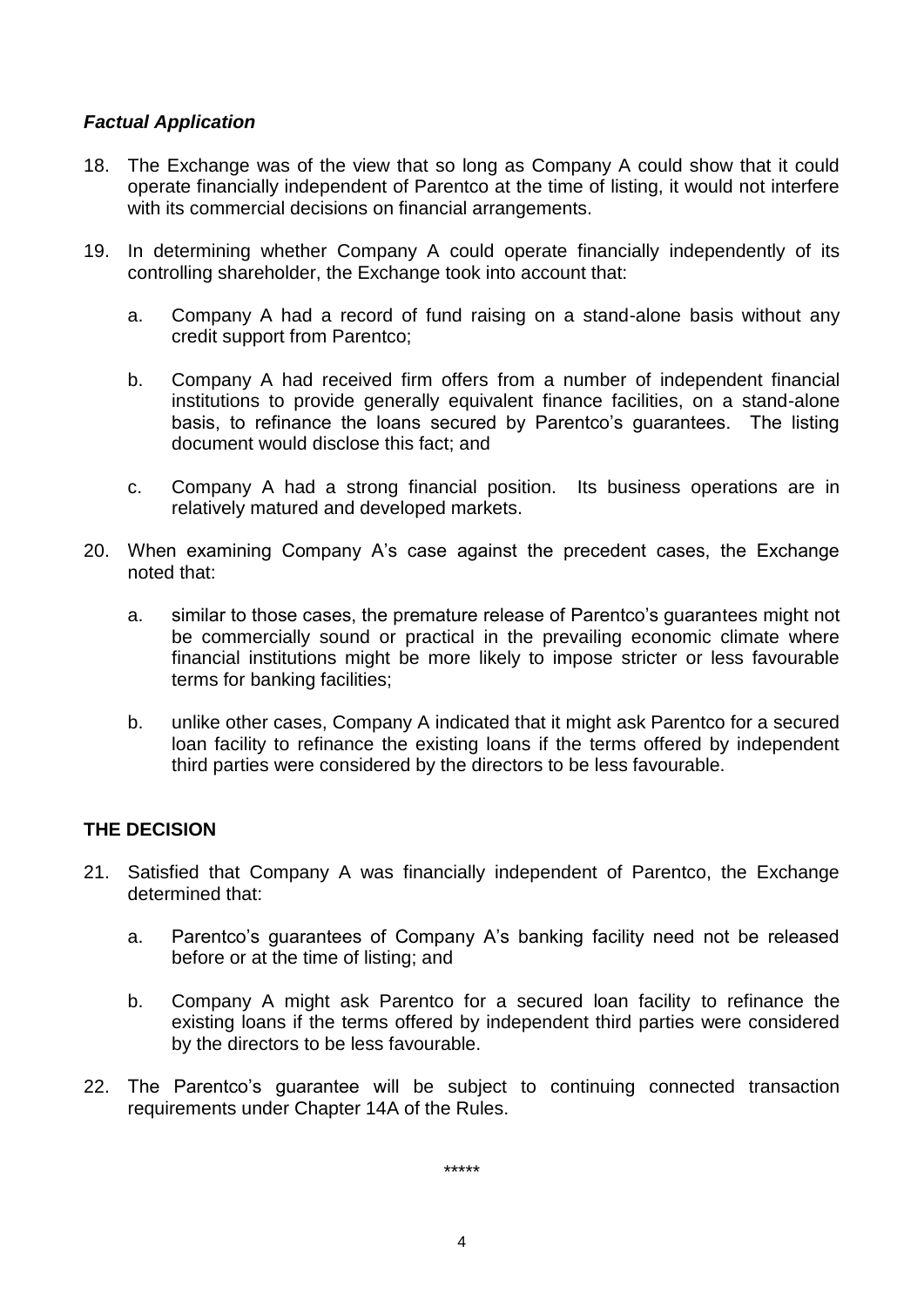### *Factual Application*

18. The Exchange was of the view that so long as Company A could show that it could operate financially independent of Parentco at the time of listing, it would not interfere with its commercial decisions on financial arrangements.

19. In determining whether Company A could operate financially independently of its controlling shareholder, the Exchange took into account that:

    a. Company A had a record of fund raising on a stand-alone basis without any credit support from Parentco;

    b. Company A had received firm offers from a number of independent financial institutions to provide generally equivalent finance facilities, on a stand-alone basis, to refinance the loans secured by Parentco's guarantees. The listing document would disclose this fact; and

    c. Company A had a strong financial position. Its business operations are in relatively matured and developed markets.

20. When examining Company A's case against the precedent cases, the Exchange noted that:

    a. similar to those cases, the premature release of Parentco's guarantees might not be commercially sound or practical in the prevailing economic climate where financial institutions might be more likely to impose stricter or less favourable terms for banking facilities;

    b. unlike other cases, Company A indicated that it might ask Parentco for a secured loan facility to refinance the existing loans if the terms offered by independent third parties were considered by the directors to be less favourable.

## THE DECISION

21. Satisfied that Company A was financially independent of Parentco, the Exchange determined that:

    a. Parentco's guarantees of Company A's banking facility need not be released before or at the time of listing; and

    b. Company A might ask Parentco for a secured loan facility to refinance the existing loans if the terms offered by independent third parties were considered by the directors to be less favourable.

22. The Parentco's guarantee will be subject to continuing connected transaction requirements under Chapter 14A of the Rules.

\*\*\*\*\*